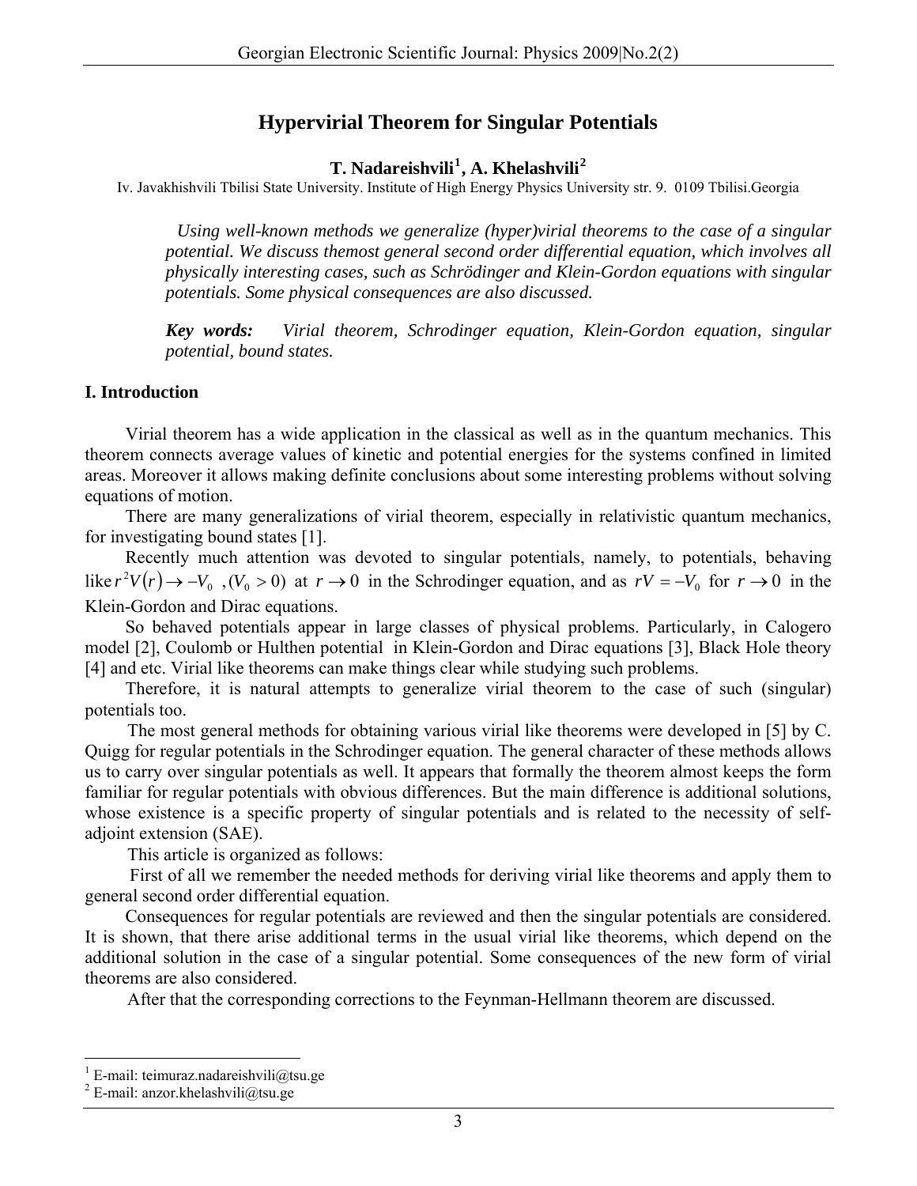# Hypervirial Theorem for Singular Potentials

**T. Nadareishvili[1], A. Khelashvili[2]**

Iv. Javakhishvili Tbilisi State University. Institute of High Energy Physics University str. 9. 0109 Tbilisi.Georgia

*Using well-known methods we generalize (hyper)virial theorems to the case of a singular potential. We discuss themost general second order differential equation, which involves all physically interesting cases, such as Schrödinger and Klein-Gordon equations with singular potentials. Some physical consequences are also discussed.*

***Key words:*** *Virial theorem, Schrodinger equation, Klein-Gordon equation, singular potential, bound states.*

## I. Introduction

Virial theorem has a wide application in the classical as well as in the quantum mechanics. This theorem connects average values of kinetic and potential energies for the systems confined in limited areas. Moreover it allows making definite conclusions about some interesting problems without solving equations of motion.

There are many generalizations of virial theorem, especially in relativistic quantum mechanics, for investigating bound states [1].

Recently much attention was devoted to singular potentials, namely, to potentials, behaving like $r^2V(r) \to -V_0$ ,$(V_0 > 0)$ at $r \to 0$ in the Schrodinger equation, and as $rV = -V_0$ for $r \to 0$ in the Klein-Gordon and Dirac equations.

So behaved potentials appear in large classes of physical problems. Particularly, in Calogero model [2], Coulomb or Hulthen potential in Klein-Gordon and Dirac equations [3], Black Hole theory [4] and etc. Virial like theorems can make things clear while studying such problems.

Therefore, it is natural attempts to generalize virial theorem to the case of such (singular) potentials too.

The most general methods for obtaining various virial like theorems were developed in [5] by C. Quigg for regular potentials in the Schrodinger equation. The general character of these methods allows us to carry over singular potentials as well. It appears that formally the theorem almost keeps the form familiar for regular potentials with obvious differences. But the main difference is additional solutions, whose existence is a specific property of singular potentials and is related to the necessity of self-adjoint extension (SAE).

This article is organized as follows:

First of all we remember the needed methods for deriving virial like theorems and apply them to general second order differential equation.

Consequences for regular potentials are reviewed and then the singular potentials are considered. It is shown, that there arise additional terms in the usual virial like theorems, which depend on the additional solution in the case of a singular potential. Some consequences of the new form of virial theorems are also considered.

After that the corresponding corrections to the Feynman-Hellmann theorem are discussed.

---

[1] E-mail: teimuraz.nadareishvili@tsu.ge

[2] E-mail: anzor.khelashvili@tsu.ge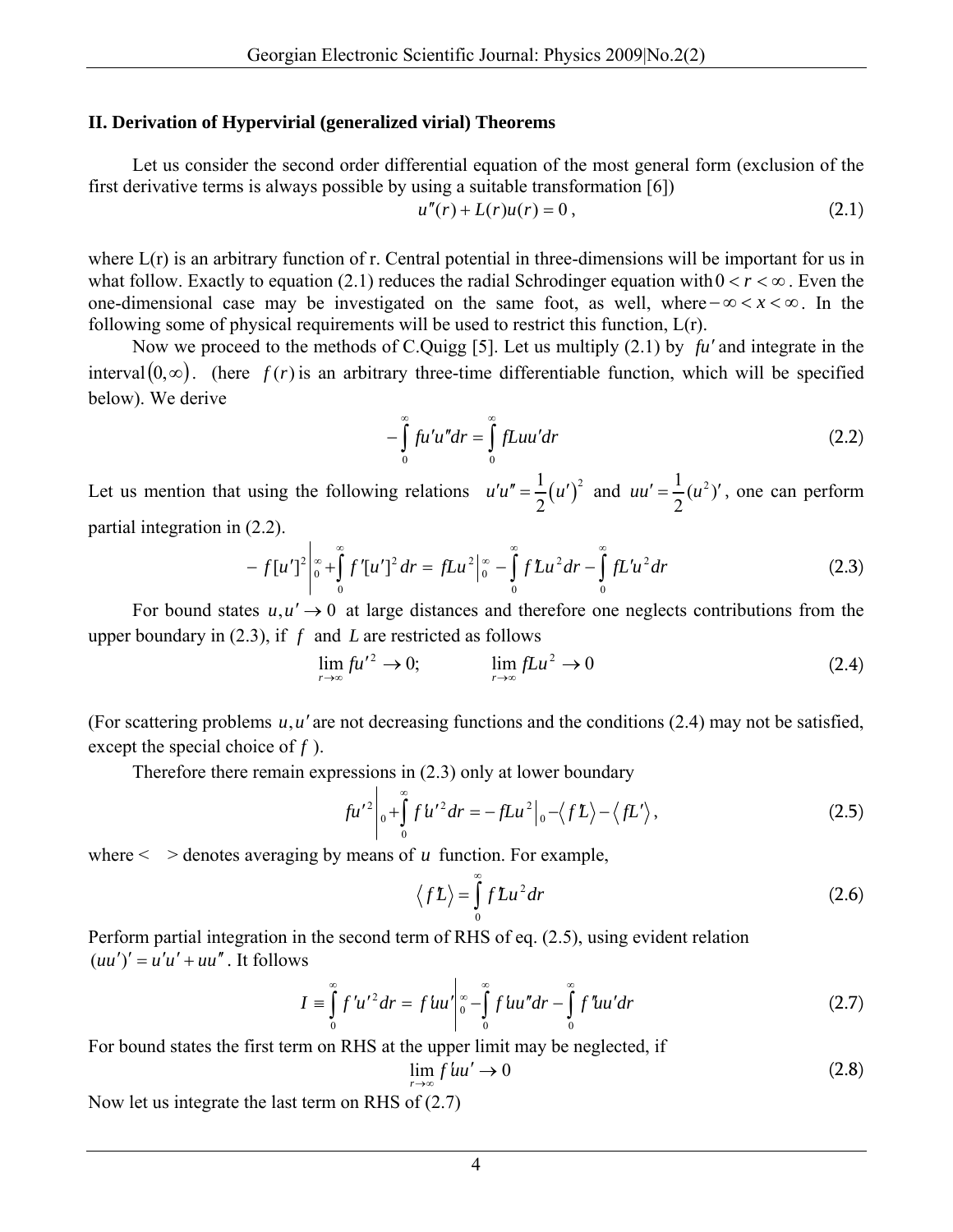## II. Derivation of Hypervirial (generalized virial) Theorems

Let us consider the second order differential equation of the most general form (exclusion of the first derivative terms is always possible by using a suitable transformation [6])

$$u''(r) + L(r)u(r) = 0\,, \tag{2.1}$$

where L(r) is an arbitrary function of r. Central potential in three-dimensions will be important for us in what follow. Exactly to equation (2.1) reduces the radial Schrodinger equation with $0 < r < \infty$. Even the one-dimensional case may be investigated on the same foot, as well, where $-\infty < x < \infty$. In the following some of physical requirements will be used to restrict this function, L(r).

Now we proceed to the methods of C.Quigg [5]. Let us multiply (2.1) by $fu'$ and integrate in the interval $(0,\infty)$. (here $f(r)$ is an arbitrary three-time differentiable function, which will be specified below). We derive

$$-\int_0^\infty fu'u''dr = \int_0^\infty fLuu'dr \tag{2.2}$$

Let us mention that using the following relations $u'u'' = \frac{1}{2}(u')^2$ and $uu' = \frac{1}{2}(u^2)'$, one can perform partial integration in (2.2).

$$-f[u']^2\Big|_0^\infty + \int_0^\infty f'[u']^2 dr = fLu^2\Big|_0^\infty - \int_0^\infty f'Lu^2 dr - \int_0^\infty fL'u^2 dr \tag{2.3}$$

For bound states $u, u' \to 0$ at large distances and therefore one neglects contributions from the upper boundary in (2.3), if $f$ and $L$ are restricted as follows

$$\lim_{r\to\infty} fu'^2 \to 0; \qquad \lim_{r\to\infty} fLu^2 \to 0 \tag{2.4}$$

(For scattering problems $u, u'$ are not decreasing functions and the conditions (2.4) may not be satisfied, except the special choice of $f$ ).

Therefore there remain expressions in (2.3) only at lower boundary

$$fu'^2\Big|_0 + \int_0^\infty f'u'^2 dr = -fLu^2\Big|_0 - \langle f'L\rangle - \langle fL'\rangle\,, \tag{2.5}$$

where < > denotes averaging by means of $u$ function. For example,

$$\langle f'L\rangle = \int_0^\infty f'Lu^2 dr \tag{2.6}$$

Perform partial integration in the second term of RHS of eq. (2.5), using evident relation $(uu')' = u'u' + uu''$. It follows

$$I \equiv \int_0^\infty f'u'^2 dr = f'uu'\Big|_0^\infty - \int_0^\infty f'uu''dr - \int_0^\infty f''uu'dr \tag{2.7}$$

For bound states the first term on RHS at the upper limit may be neglected, if

$$\lim_{r\to\infty} f'uu' \to 0 \tag{2.8}$$

Now let us integrate the last term on RHS of (2.7)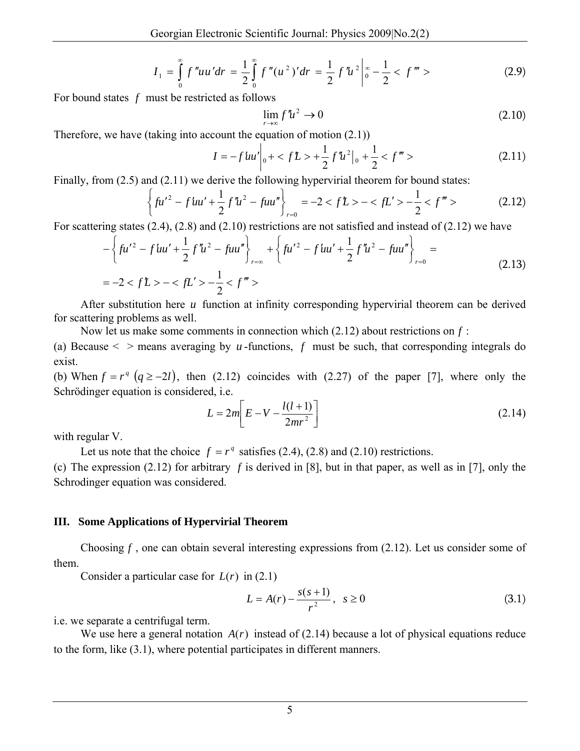$$I_1 = \int_0^\infty f''uu'dr = \frac{1}{2}\int_0^\infty f''(u^2)'dr = \frac{1}{2}f''u^2\Big|_0^\infty - \frac{1}{2} < f''' > \tag{2.9}$$

For bound states $f$ must be restricted as follows

$$\lim_{r\to\infty} f''u^2 \to 0 \tag{2.10}$$

Therefore, we have (taking into account the equation of motion (2.1))

$$I = -f'uu'\Big|_0 + < f'L > + \frac{1}{2}f''u^2\Big|_0 + \frac{1}{2} < f''' > \tag{2.11}$$

Finally, from (2.5) and (2.11) we derive the following hypervirial theorem for bound states:

$$\left\{ fu'^2 - f'uu' + \frac{1}{2}f''u^2 - fuu'' \right\}_{r=0} = -2 < f'L > - < fL' > -\frac{1}{2} < f''' > \tag{2.12}$$

For scattering states (2.4), (2.8) and (2.10) restrictions are not satisfied and instead of (2.12) we have

$$\begin{aligned} &-\left\{ fu'^2 - f'uu' + \frac{1}{2}f''u^2 - fuu'' \right\}_{r=\infty} + \left\{ fu'^2 - f'uu' + \frac{1}{2}f''u^2 - fuu'' \right\}_{r=0} = \\ &= -2 < f'L > - < fL' > -\frac{1}{2} < f''' > \end{aligned} \tag{2.13}$$

After substitution here $u$ function at infinity corresponding hypervirial theorem can be derived for scattering problems as well.

Now let us make some comments in connection which (2.12) about restrictions on $f$ :

(a) Because $<\ >$ means averaging by $u$-functions, $f$ must be such, that corresponding integrals do exist.

(b) When $f = r^q \ (q \geq -2l)$, then (2.12) coincides with (2.27) of the paper [7], where only the Schrödinger equation is considered, i.e.

$$L = 2m\left[ E - V - \frac{l(l+1)}{2mr^2} \right] \tag{2.14}$$

with regular V.

Let us note that the choice $f = r^q$ satisfies (2.4), (2.8) and (2.10) restrictions.

(c) The expression (2.12) for arbitrary $f$ is derived in [8], but in that paper, as well as in [7], only the Schrodinger equation was considered.

## III. Some Applications of Hypervirial Theorem

Choosing $f$ , one can obtain several interesting expressions from (2.12). Let us consider some of them.

Consider a particular case for $L(r)$ in (2.1)

$$L = A(r) - \frac{s(s+1)}{r^2}, \quad s \geq 0 \tag{3.1}$$

i.e. we separate a centrifugal term.

We use here a general notation $A(r)$ instead of (2.14) because a lot of physical equations reduce to the form, like (3.1), where potential participates in different manners.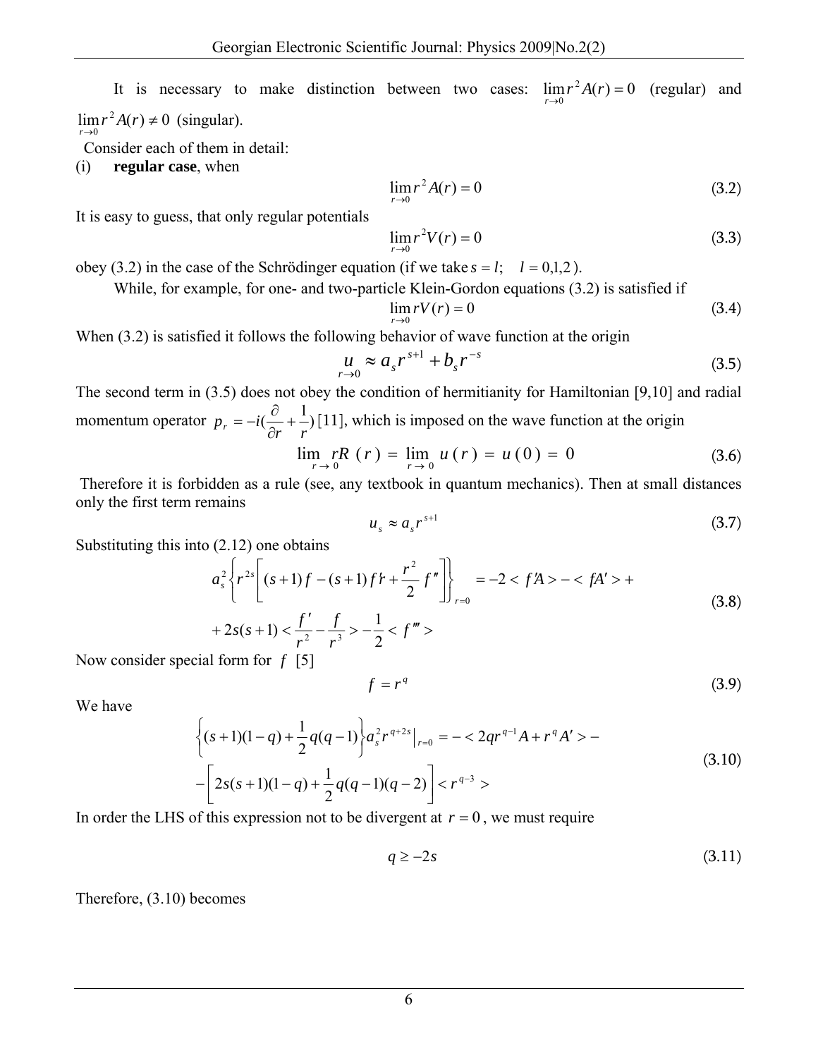It is necessary to make distinction between two cases: $\lim_{r\to 0} r^2 A(r) = 0$ (regular) and $\lim_{r\to 0} r^2 A(r) \neq 0$ (singular).

Consider each of them in detail:

(i) **regular case**, when

$$\lim_{r\to 0} r^2 A(r) = 0 \tag{3.2}$$

It is easy to guess, that only regular potentials

$$\lim_{r\to 0} r^2 V(r) = 0 \tag{3.3}$$

obey (3.2) in the case of the Schrödinger equation (if we take $s = l; \quad l = 0,1,2$).

While, for example, for one- and two-particle Klein-Gordon equations (3.2) is satisfied if

$$\lim_{r\to 0} rV(r) = 0 \tag{3.4}$$

When (3.2) is satisfied it follows the following behavior of wave function at the origin

$$\underset{r\to 0}{u} \approx a_s r^{s+1} + b_s r^{-s} \tag{3.5}$$

The second term in (3.5) does not obey the condition of hermitianity for Hamiltonian [9,10] and radial momentum operator $p_r = -i(\frac{\partial}{\partial r} + \frac{1}{r})$ [11], which is imposed on the wave function at the origin

$$\lim_{r\to 0} rR(r) = \lim_{r\to 0} u(r) = u(0) = 0 \tag{3.6}$$

Therefore it is forbidden as a rule (see, any textbook in quantum mechanics). Then at small distances only the first term remains

$$u_s \approx a_s r^{s+1} \tag{3.7}$$

Substituting this into (2.12) one obtains

$$a_s^2 \left\{ r^{2s} \left[ (s+1) f - (s+1) f'r + \frac{r^2}{2} f'' \right] \right\}_{r=0} = -2 < f'A > - < fA' > + \\ + 2s(s+1) < \frac{f'}{r^2} - \frac{f}{r^3} > - \frac{1}{2} < f''' > \tag{3.8}$$

Now consider special form for $f$ [5]

$$f = r^q \tag{3.9}$$

We have

$$\left\{ (s+1)(1-q) + \frac{1}{2} q(q-1) \right\} a_s^2 r^{q+2s} \big|_{r=0} = - < 2qr^{q-1} A + r^q A' > - \\ - \left[ 2s(s+1)(1-q) + \frac{1}{2} q(q-1)(q-2) \right] < r^{q-3} > \tag{3.10}$$

In order the LHS of this expression not to be divergent at $r = 0$, we must require

$$q \geq -2s \tag{3.11}$$

Therefore, (3.10) becomes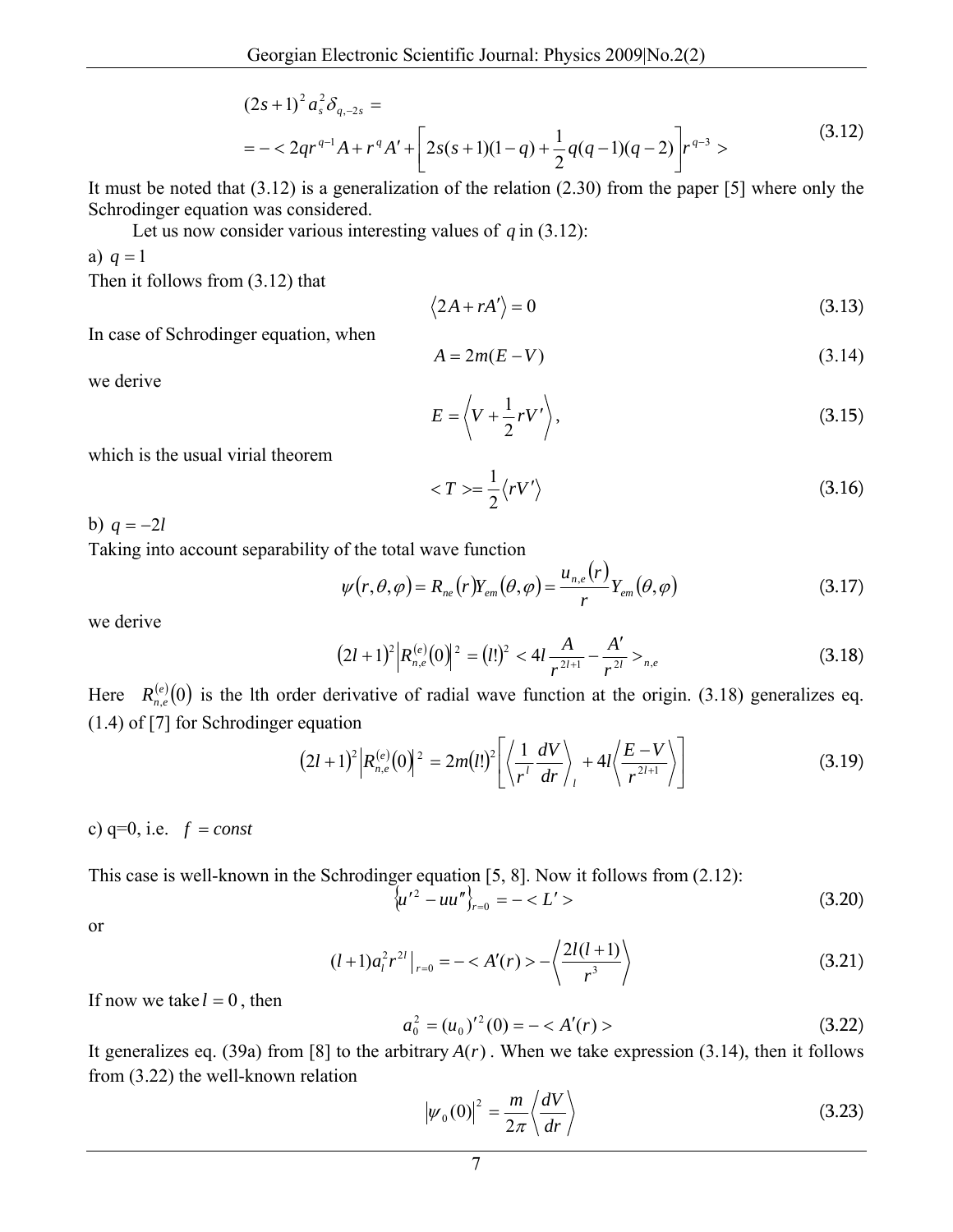$$
\begin{aligned}
&(2s+1)^2 a_s^2 \delta_{q,-2s} = \\
&= - < 2qr^{q-1}A + r^q A' + \left[2s(s+1)(1-q) + \frac{1}{2}q(q-1)(q-2)\right] r^{q-3} >
\end{aligned}
\tag{3.12}
$$

It must be noted that (3.12) is a generalization of the relation (2.30) from the paper [5] where only the Schrodinger equation was considered.

Let us now consider various interesting values of $q$ in (3.12):

a) $q = 1$

Then it follows from (3.12) that

$$
\langle 2A + rA' \rangle = 0 \tag{3.13}
$$

In case of Schrodinger equation, when

$$
A = 2m(E - V) \tag{3.14}
$$

we derive

$$
E = \left\langle V + \frac{1}{2} rV' \right\rangle, \tag{3.15}
$$

which is the usual virial theorem

$$
< T > = \frac{1}{2} \langle rV' \rangle \tag{3.16}
$$

b) $q = -2l$

Taking into account separability of the total wave function

$$
\psi(r,\theta,\varphi) = R_{ne}(r) Y_{em}(\theta,\varphi) = \frac{u_{n,e}(r)}{r} Y_{em}(\theta,\varphi) \tag{3.17}
$$

we derive

$$
(2l+1)^2 \left| R_{n,e}^{(e)}(0) \right|^2 = (l!)^2 < 4l \frac{A}{r^{2l+1}} - \frac{A'}{r^{2l}} >_{n,e} \tag{3.18}
$$

Here $R_{n,e}^{(e)}(0)$ is the lth order derivative of radial wave function at the origin. (3.18) generalizes eq. (1.4) of [7] for Schrodinger equation

$$
(2l+1)^2 \left| R_{n,e}^{(e)}(0) \right|^2 = 2m(l!)^2 \left[ \left\langle \frac{1}{r^l} \frac{dV}{dr} \right\rangle_l + 4l \left\langle \frac{E - V}{r^{2l+1}} \right\rangle \right] \tag{3.19}
$$

c) q=0, i.e. $f = const$

This case is well-known in the Schrodinger equation [5, 8]. Now it follows from (2.12):

$$
\left\{ u'^2 - uu'' \right\}_{r=0} = - < L' > \tag{3.20}
$$

or

$$
(l+1) a_l^2 r^{2l} \big|_{r=0} = - < A'(r) > - \left\langle \frac{2l(l+1)}{r^3} \right\rangle \tag{3.21}
$$

If now we take $l = 0$, then

$$
a_0^2 = (u_0)'^2(0) = - < A'(r) > \tag{3.22}
$$

It generalizes eq. (39a) from [8] to the arbitrary $A(r)$. When we take expression (3.14), then it follows from (3.22) the well-known relation

$$
\left| \psi_0(0) \right|^2 = \frac{m}{2\pi} \left\langle \frac{dV}{dr} \right\rangle \tag{3.23}
$$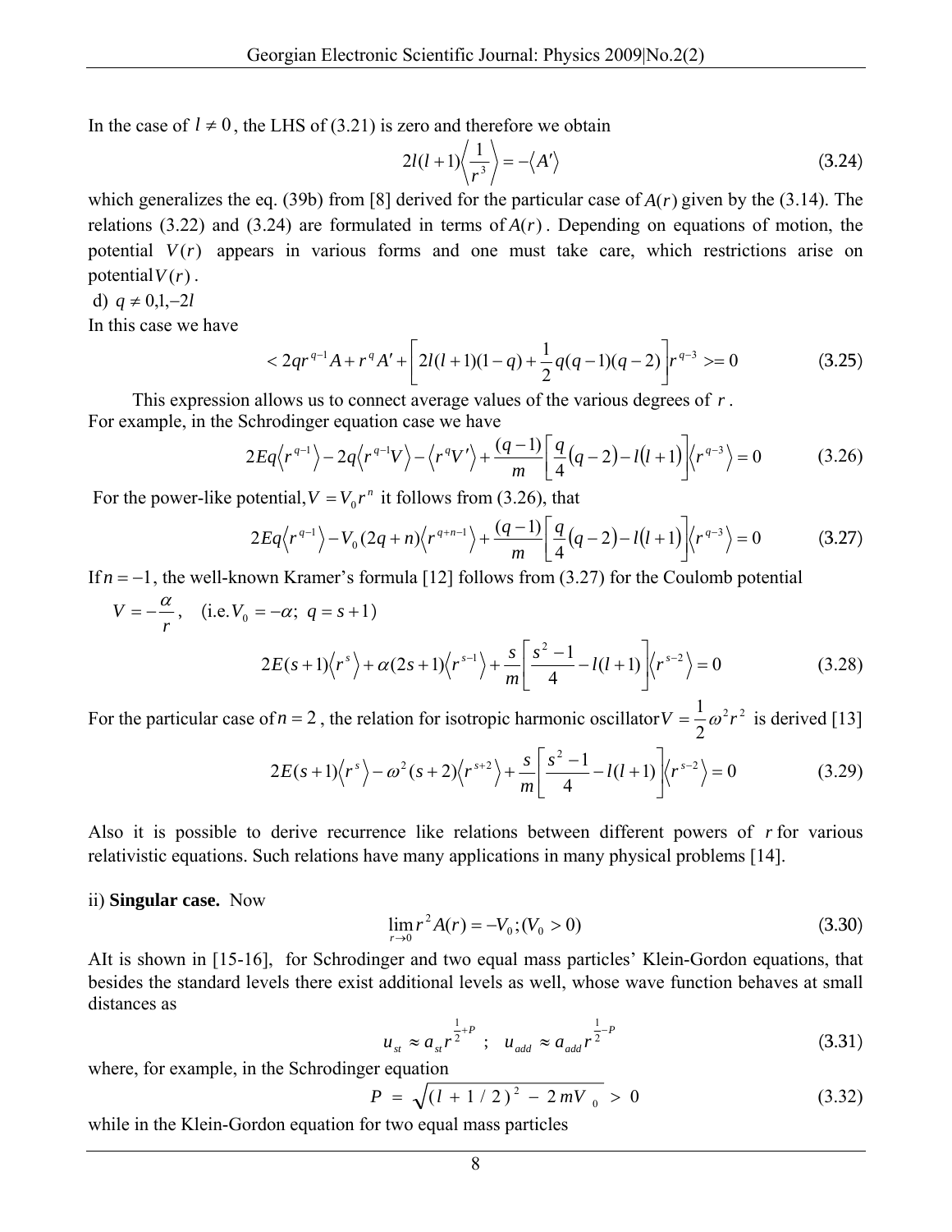In the case of $l \neq 0$, the LHS of (3.21) is zero and therefore we obtain

$$2l(l+1)\left\langle \frac{1}{r^3} \right\rangle = -\langle A' \rangle \tag{3.24}$$

which generalizes the eq. (39b) from [8] derived for the particular case of $A(r)$ given by the (3.14). The relations (3.22) and (3.24) are formulated in terms of $A(r)$. Depending on equations of motion, the potential $V(r)$ appears in various forms and one must take care, which restrictions arise on potential $V(r)$.

d) $q \neq 0,1,-2l$

In this case we have

$$< 2qr^{q-1}A + r^q A' + \left[2l(l+1)(1-q) + \frac{1}{2}q(q-1)(q-2)\right]r^{q-3} >= 0 \tag{3.25}$$

This expression allows us to connect average values of the various degrees of $r$.

For example, in the Schrodinger equation case we have

$$2Eq\left\langle r^{q-1}\right\rangle - 2q\left\langle r^{q-1}V\right\rangle - \left\langle r^q V'\right\rangle + \frac{(q-1)}{m}\left[\frac{q}{4}(q-2) - l(l+1)\right]\left\langle r^{q-3}\right\rangle = 0 \tag{3.26}$$

For the power-like potential, $V = V_0 r^n$ it follows from (3.26), that

$$2Eq\left\langle r^{q-1}\right\rangle - V_0(2q+n)\left\langle r^{q+n-1}\right\rangle + \frac{(q-1)}{m}\left[\frac{q}{4}(q-2) - l(l+1)\right]\left\langle r^{q-3}\right\rangle = 0 \tag{3.27}$$

If $n = -1$, the well-known Kramer's formula [12] follows from (3.27) for the Coulomb potential

$V = -\dfrac{\alpha}{r}$, (i.e. $V_0 = -\alpha$; $q = s+1$)

$$2E(s+1)\left\langle r^s\right\rangle + \alpha(2s+1)\left\langle r^{s-1}\right\rangle + \frac{s}{m}\left[\frac{s^2-1}{4} - l(l+1)\right]\left\langle r^{s-2}\right\rangle = 0 \tag{3.28}$$

For the particular case of $n = 2$, the relation for isotropic harmonic oscillator $V = \dfrac{1}{2}\omega^2 r^2$ is derived [13]

$$2E(s+1)\left\langle r^s\right\rangle - \omega^2(s+2)\left\langle r^{s+2}\right\rangle + \frac{s}{m}\left[\frac{s^2-1}{4} - l(l+1)\right]\left\langle r^{s-2}\right\rangle = 0 \tag{3.29}$$

Also it is possible to derive recurrence like relations between different powers of $r$ for various relativistic equations. Such relations have many applications in many physical problems [14].

ii) **Singular case.** Now

$$\lim_{r\to 0} r^2 A(r) = -V_0; (V_0 > 0) \tag{3.30}$$

AIt is shown in [15-16], for Schrodinger and two equal mass particles' Klein-Gordon equations, that besides the standard levels there exist additional levels as well, whose wave function behaves at small distances as

$$u_{st} \approx a_{st} r^{\frac{1}{2}+P} \quad ; \quad u_{add} \approx a_{add} r^{\frac{1}{2}-P} \tag{3.31}$$

where, for example, in the Schrodinger equation

$$P = \sqrt{(l + 1/2)^2 - 2mV_0} > 0 \tag{3.32}$$

while in the Klein-Gordon equation for two equal mass particles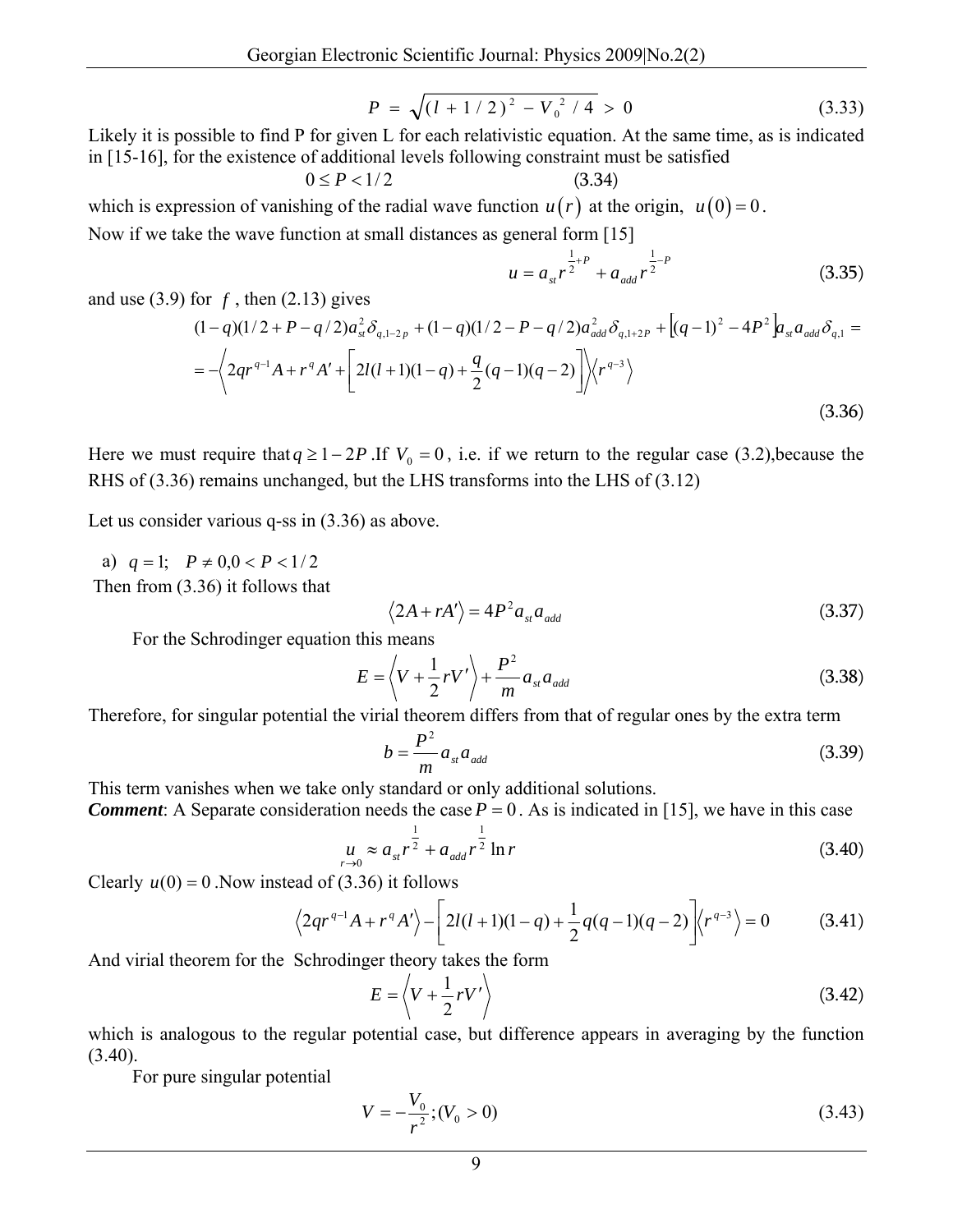$$P = \sqrt{(l + 1/2)^2 - V_0^2/4} > 0 \tag{3.33}$$

Likely it is possible to find P for given L for each relativistic equation. At the same time, as is indicated in [15-16], for the existence of additional levels following constraint must be satisfied

$$0 \le P < 1/2 \tag{3.34}$$

which is expression of vanishing of the radial wave function $u(r)$ at the origin, $u(0) = 0$.

Now if we take the wave function at small distances as general form [15]

$$u = a_{st} r^{\frac{1}{2}+P} + a_{add} r^{\frac{1}{2}-P} \tag{3.35}$$

and use (3.9) for $f$, then (2.13) gives

$$(1-q)(1/2+P-q/2)a_{st}^2\delta_{q,1-2p} + (1-q)(1/2-P-q/2)a_{add}^2\delta_{q,1+2P} + \left[(q-1)^2 - 4P^2\right]a_{st}a_{add}\delta_{q,1} =$$
$$= -\left\langle 2qr^{q-1}A + r^q A' + \left[2l(l+1)(1-q) + \frac{q}{2}(q-1)(q-2)\right]\right\rangle\left\langle r^{q-3}\right\rangle \tag{3.36}$$

Here we must require that $q \ge 1-2P$. If $V_0 = 0$, i.e. if we return to the regular case (3.2),because the RHS of (3.36) remains unchanged, but the LHS transforms into the LHS of (3.12)

Let us consider various q-ss in (3.36) as above.

a) $q = 1; \quad P \ne 0, 0 < P < 1/2$

Then from (3.36) it follows that

$$\left\langle 2A + rA' \right\rangle = 4P^2 a_{st} a_{add} \tag{3.37}$$

For the Schrodinger equation this means

$$E = \left\langle V + \frac{1}{2} rV' \right\rangle + \frac{P^2}{m} a_{st} a_{add} \tag{3.38}$$

Therefore, for singular potential the virial theorem differs from that of regular ones by the extra term

$$b = \frac{P^2}{m} a_{st} a_{add} \tag{3.39}$$

This term vanishes when we take only standard or only additional solutions.

***Comment***: A Separate consideration needs the case $P = 0$. As is indicated in [15], we have in this case

$$\underset{r \to 0}{u} \approx a_{st} r^{\frac{1}{2}} + a_{add} r^{\frac{1}{2}} \ln r \tag{3.40}$$

Clearly $u(0) = 0$. Now instead of (3.36) it follows

$$\left\langle 2qr^{q-1}A + r^q A' \right\rangle - \left[2l(l+1)(1-q) + \frac{1}{2}q(q-1)(q-2)\right]\left\langle r^{q-3}\right\rangle = 0 \tag{3.41}$$

And virial theorem for the Schrodinger theory takes the form

$$E = \left\langle V + \frac{1}{2} rV' \right\rangle \tag{3.42}$$

which is analogous to the regular potential case, but difference appears in averaging by the function (3.40).

For pure singular potential

$$V = -\frac{V_0}{r^2}; (V_0 > 0) \tag{3.43}$$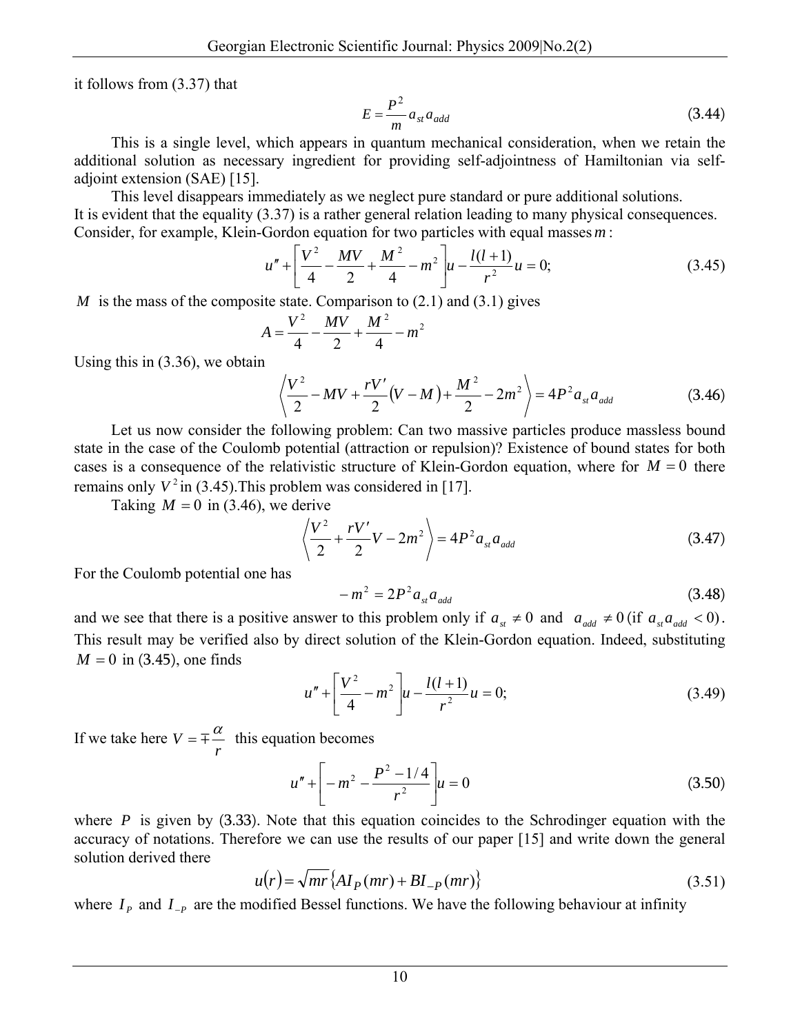it follows from (3.37) that

$$E = \frac{P^2}{m} a_{st} a_{add} \tag{3.44}$$

This is a single level, which appears in quantum mechanical consideration, when we retain the additional solution as necessary ingredient for providing self-adjointness of Hamiltonian via self-adjoint extension (SAE) [15].

This level disappears immediately as we neglect pure standard or pure additional solutions. It is evident that the equality (3.37) is a rather general relation leading to many physical consequences. Consider, for example, Klein-Gordon equation for two particles with equal masses $m$:

$$u'' + \left[ \frac{V^2}{4} - \frac{MV}{2} + \frac{M^2}{4} - m^2 \right] u - \frac{l(l+1)}{r^2} u = 0; \tag{3.45}$$

$M$ is the mass of the composite state. Comparison to (2.1) and (3.1) gives

$$A = \frac{V^2}{4} - \frac{MV}{2} + \frac{M^2}{4} - m^2$$

Using this in (3.36), we obtain

$$\left\langle \frac{V^2}{2} - MV + \frac{rV'}{2}(V - M) + \frac{M^2}{2} - 2m^2 \right\rangle = 4P^2 a_{st} a_{add} \tag{3.46}$$

Let us now consider the following problem: Can two massive particles produce massless bound state in the case of the Coulomb potential (attraction or repulsion)? Existence of bound states for both cases is a consequence of the relativistic structure of Klein-Gordon equation, where for $M = 0$ there remains only $V^2$ in (3.45). This problem was considered in [17].

Taking $M = 0$ in (3.46), we derive

$$\left\langle \frac{V^2}{2} + \frac{rV'}{2} V - 2m^2 \right\rangle = 4P^2 a_{st} a_{add} \tag{3.47}$$

For the Coulomb potential one has

$$-m^2 = 2P^2 a_{st} a_{add} \tag{3.48}$$

and we see that there is a positive answer to this problem only if $a_{st} \neq 0$ and $a_{add} \neq 0$ (if $a_{st} a_{add} < 0$). This result may be verified also by direct solution of the Klein-Gordon equation. Indeed, substituting $M = 0$ in (3.45), one finds

$$u'' + \left[ \frac{V^2}{4} - m^2 \right] u - \frac{l(l+1)}{r^2} u = 0; \tag{3.49}$$

If we take here $V = \mp \frac{\alpha}{r}$ this equation becomes

$$u'' + \left[ -m^2 - \frac{P^2 - 1/4}{r^2} \right] u = 0 \tag{3.50}$$

where $P$ is given by (3.33). Note that this equation coincides to the Schrodinger equation with the accuracy of notations. Therefore we can use the results of our paper [15] and write down the general solution derived there

$$u(r) = \sqrt{mr} \left\{ A I_P(mr) + B I_{-P}(mr) \right\} \tag{3.51}$$

where $I_P$ and $I_{-P}$ are the modified Bessel functions. We have the following behaviour at infinity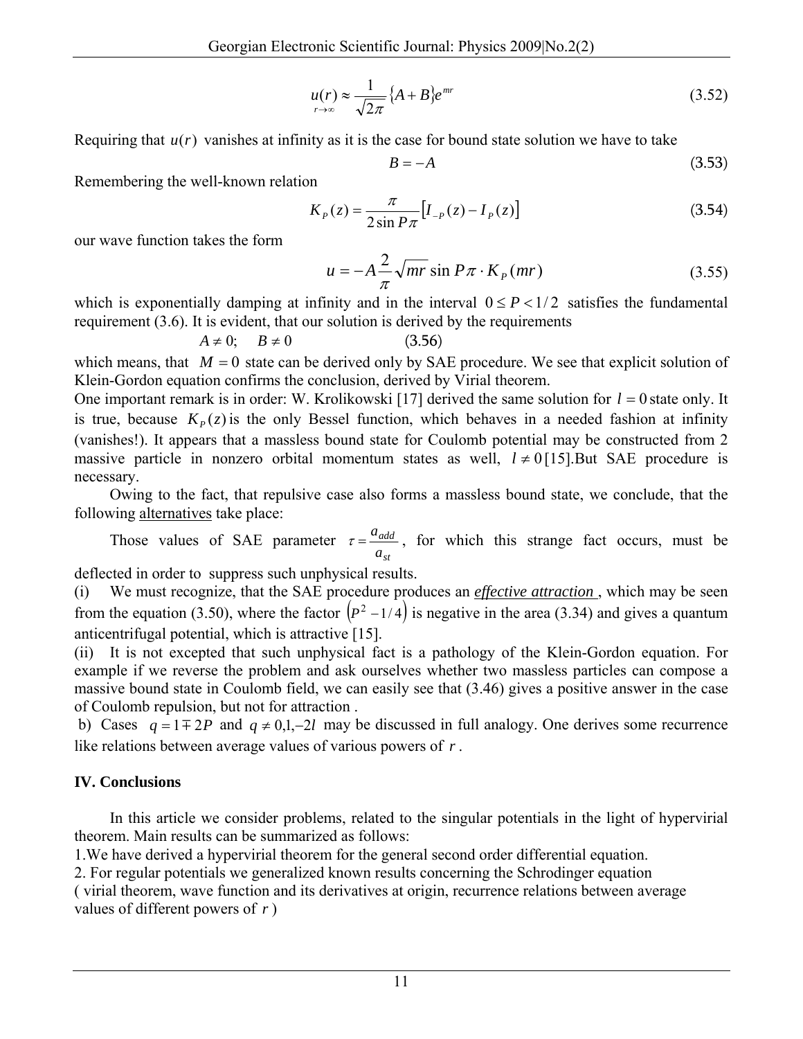$$u(r) \underset{r\to\infty}{\approx} \frac{1}{\sqrt{2\pi}}\{A+B\}e^{mr} \tag{3.52}$$

Requiring that $u(r)$ vanishes at infinity as it is the case for bound state solution we have to take

$$B = -A \tag{3.53}$$

Remembering the well-known relation

$$K_P(z) = \frac{\pi}{2\sin P\pi}\left[I_{-P}(z) - I_P(z)\right] \tag{3.54}$$

our wave function takes the form

$$u = -A\frac{2}{\pi}\sqrt{mr}\sin P\pi \cdot K_P(mr) \tag{3.55}$$

which is exponentially damping at infinity and in the interval $0 \le P < 1/2$ satisfies the fundamental requirement (3.6). It is evident, that our solution is derived by the requirements

$$A \ne 0; \quad B \ne 0 \tag{3.56}$$

which means, that $M = 0$ state can be derived only by SAE procedure. We see that explicit solution of Klein-Gordon equation confirms the conclusion, derived by Virial theorem.

One important remark is in order: W. Krolikowski [17] derived the same solution for $l = 0$ state only. It is true, because $K_P(z)$ is the only Bessel function, which behaves in a needed fashion at infinity (vanishes!). It appears that a massless bound state for Coulomb potential may be constructed from 2 massive particle in nonzero orbital momentum states as well, $l \ne 0$ [15].But SAE procedure is necessary.

Owing to the fact, that repulsive case also forms a massless bound state, we conclude, that the following alternatives take place:

Those values of SAE parameter $\tau = \frac{a_{add}}{a_{st}}$, for which this strange fact occurs, must be deflected in order to suppress such unphysical results.

(i) We must recognize, that the SAE procedure produces an *effective attraction* , which may be seen from the equation (3.50), where the factor $(P^2 - 1/4)$ is negative in the area (3.34) and gives a quantum anticentrifugal potential, which is attractive [15].

(ii) It is not excepted that such unphysical fact is a pathology of the Klein-Gordon equation. For example if we reverse the problem and ask ourselves whether two massless particles can compose a massive bound state in Coulomb field, we can easily see that (3.46) gives a positive answer in the case of Coulomb repulsion, but not for attraction .

b) Cases $q = 1 \mp 2P$ and $q \ne 0, 1, -2l$ may be discussed in full analogy. One derives some recurrence like relations between average values of various powers of $r$ .

## IV. Conclusions

In this article we consider problems, related to the singular potentials in the light of hypervirial theorem. Main results can be summarized as follows:

1.We have derived a hypervirial theorem for the general second order differential equation.

2. For regular potentials we generalized known results concerning the Schrodinger equation ( virial theorem, wave function and its derivatives at origin, recurrence relations between average values of different powers of $r$ )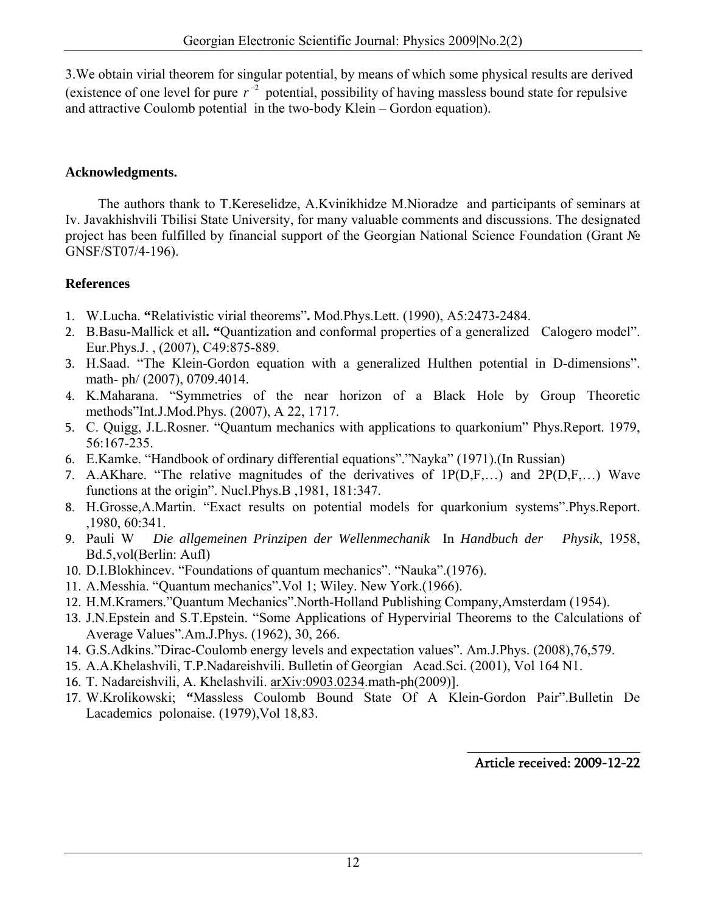3.We obtain virial theorem for singular potential, by means of which some physical results are derived (existence of one level for pure $r^{-2}$ potential, possibility of having massless bound state for repulsive and attractive Coulomb potential in the two-body Klein – Gordon equation).

**Acknowledgments.**

The authors thank to T.Kereselidze, A.Kvinikhidze M.Nioradze and participants of seminars at Iv. Javakhishvili Tbilisi State University, for many valuable comments and discussions. The designated project has been fulfilled by financial support of the Georgian National Science Foundation (Grant № GNSF/ST07/4-196).

**References**

1. W.Lucha. **"**Relativistic virial theorems"**.** Mod.Phys.Lett. (1990), A5:2473-2484.
2. B.Basu-Mallick et all**. "**Quantization and conformal properties of a generalized Calogero model". Eur.Phys.J. , (2007), C49:875-889.
3. H.Saad. "The Klein-Gordon equation with a generalized Hulthen potential in D-dimensions". math- ph/ (2007), 0709.4014.
4. K.Maharana. "Symmetries of the near horizon of a Black Hole by Group Theoretic methods"Int.J.Mod.Phys. (2007), A 22, 1717.
5. C. Quigg, J.L.Rosner. "Quantum mechanics with applications to quarkonium" Phys.Report. 1979, 56:167-235.
6. E.Kamke. "Handbook of ordinary differential equations"."Nayka" (1971).(In Russian)
7. A.AKhare. "The relative magnitudes of the derivatives of 1P(D,F,…) and 2P(D,F,…) Wave functions at the origin". Nucl.Phys.B ,1981, 181:347.
8. H.Grosse,A.Martin. "Exact results on potential models for quarkonium systems".Phys.Report. ,1980, 60:341.
9. Pauli W *Die allgemeinen Prinzipen der Wellenmechanik* In *Handbuch der Physik*, 1958, Bd.5,vol(Berlin: Aufl)
10. D.I.Blokhincev. "Foundations of quantum mechanics". "Nauka".(1976).
11. A.Messhia. "Quantum mechanics".Vol 1; Wiley. New York.(1966).
12. H.M.Kramers."Quantum Mechanics".North-Holland Publishing Company,Amsterdam (1954).
13. J.N.Epstein and S.T.Epstein. "Some Applications of Hypervirial Theorems to the Calculations of Average Values".Am.J.Phys. (1962), 30, 266.
14. G.S.Adkins."Dirac-Coulomb energy levels and expectation values". Am.J.Phys. (2008),76,579.
15. A.A.Khelashvili, T.P.Nadareishvili. Bulletin of Georgian Acad.Sci. (2001), Vol 164 N1.
16. T. Nadareishvili, A. Khelashvili. arXiv:0903.0234.math-ph(2009)].
17. W.Krolikowski; **"**Massless Coulomb Bound State Of A Klein-Gordon Pair".Bulletin De Lacademics polonaise. (1979),Vol 18,83.

**Article received: 2009-12-22**